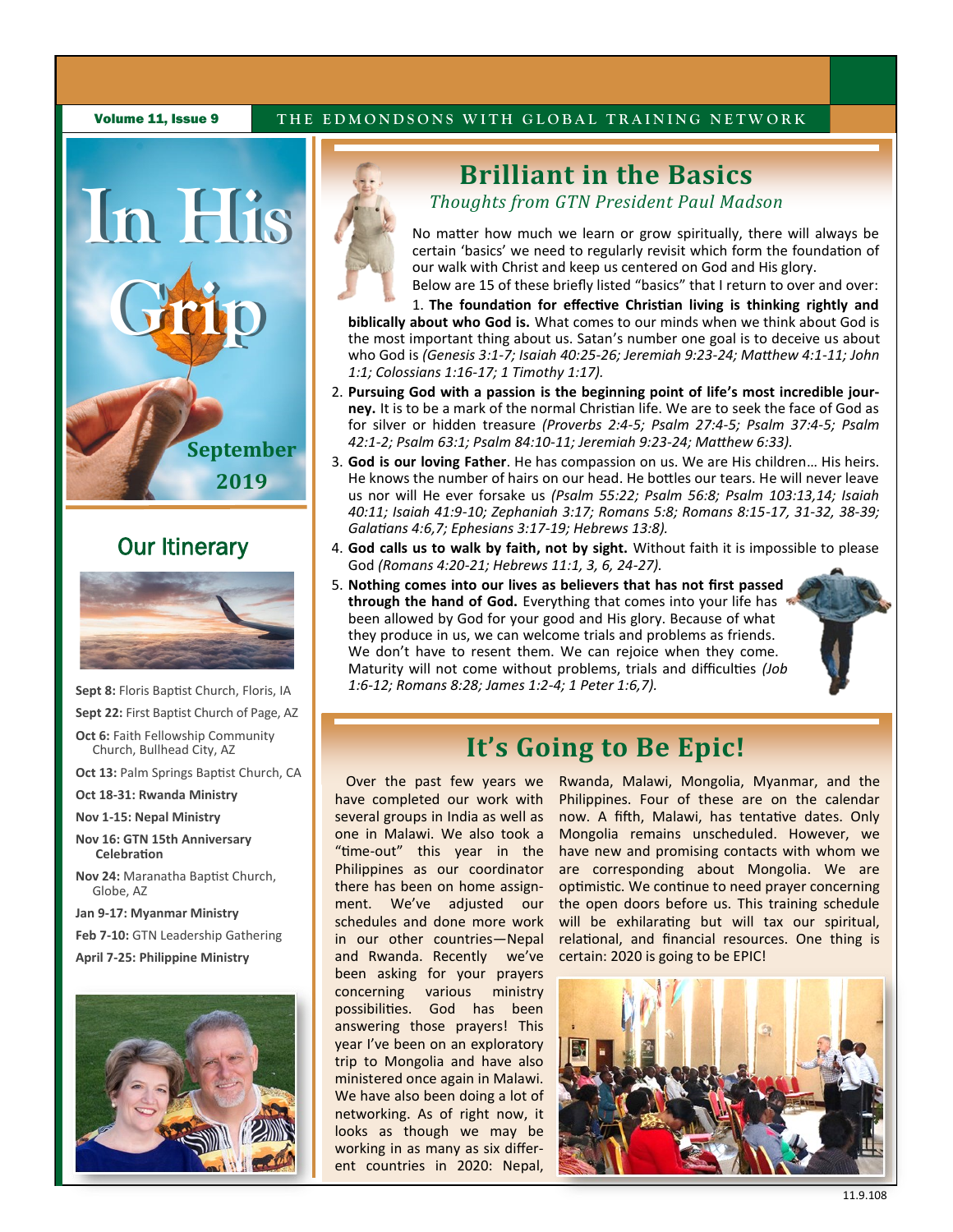Volume 11, Issue 9

THE EDMONDSONS WITH GLOBAL TRAINING NETWORK

# In His Grip

September 2019

## Our Itinerary

**Sept 8:** Floris Baptist Church, Floris, IA

**Sept 22:** First Baptist Church of Page, AZ

**Oct 6:** Faith Fellowship Community Church, Bullhead City, AZ

**Oct 13:** Palm Springs Baptist Church, CA

**Oct 18-31: Rwanda Ministry**

**Nov 1-15: Nepal Ministry**

**Nov 16: GTN 15th Anniversary Celebration**

**Nov 24:** Maranatha Baptist Church, Globe, AZ

**Jan 9-17: Myanmar Ministry**

**Feb 7-10:** GTN Leadership Gathering

**April 7-25: Philippine Ministry**

## Brilliant in the Basics

*Thoughts from GTN President Paul Madson*

No matter how much we learn or grow spiritually, there will always be certain 'basics' we need to regularly revisit which form the foundation of our walk with Christ and keep us centered on God and His glory.

Below are 15 of these briefly listed "basics" that I return to over and over:

1. **The foundation for effective Christian living is thinking rightly and biblically about who God is.** What comes to our minds when we think about God is the most important thing about us. Satan's number one goal is to deceive us about who God is *(Genesis 3:1-7; Isaiah 40:25-26; Jeremiah 9:23-24; Matthew 4:1-11; John 1:1; Colossians 1:16-17; 1 Timothy 1:17).*
2. **Pursuing God with a passion is the beginning point of life's most incredible journey.** It is to be a mark of the normal Christian life. We are to seek the face of God as for silver or hidden treasure *(Proverbs 2:4-5; Psalm 27:4-5; Psalm 37:4-5; Psalm 42:1-2; Psalm 63:1; Psalm 84:10-11; Jeremiah 9:23-24; Matthew 6:33).*
3. **God is our loving Father**. He has compassion on us. We are His children… His heirs. He knows the number of hairs on our head. He bottles our tears. He will never leave us nor will He ever forsake us *(Psalm 55:22; Psalm 56:8; Psalm 103:13,14; Isaiah 40:11; Isaiah 41:9-10; Zephaniah 3:17; Romans 5:8; Romans 8:15-17, 31-32, 38-39; Galatians 4:6,7; Ephesians 3:17-19; Hebrews 13:8).*
4. **God calls us to walk by faith, not by sight.** Without faith it is impossible to please God *(Romans 4:20-21; Hebrews 11:1, 3, 6, 24-27).*
5. **Nothing comes into our lives as believers that has not first passed through the hand of God.** Everything that comes into your life has been allowed by God for your good and His glory. Because of what they produce in us, we can welcome trials and problems as friends. We don't have to resent them. We can rejoice when they come. Maturity will not come without problems, trials and difficulties *(Job 1:6-12; Romans 8:28; James 1:2-4; 1 Peter 1:6,7).*

## It's Going to Be Epic!

Over the past few years we have completed our work with several groups in India as well as one in Malawi. We also took a "time-out" this year in the Philippines as our coordinator there has been on home assignment. We've adjusted our schedules and done more work in our other countries—Nepal and Rwanda. Recently we've been asking for your prayers concerning various ministry possibilities. God has been answering those prayers! This year I've been on an exploratory trip to Mongolia and have also ministered once again in Malawi. We have also been doing a lot of networking. As of right now, it looks as though we may be working in as many as six different countries in 2020: Nepal, Rwanda, Malawi, Mongolia, Myanmar, and the Philippines. Four of these are on the calendar now. A fifth, Malawi, has tentative dates. Only Mongolia remains unscheduled. However, we have new and promising contacts with whom we are corresponding about Mongolia. We are optimistic. We continue to need prayer concerning the open doors before us. This training schedule will be exhilarating but will tax our spiritual, relational, and financial resources. One thing is certain: 2020 is going to be EPIC!

11.9.108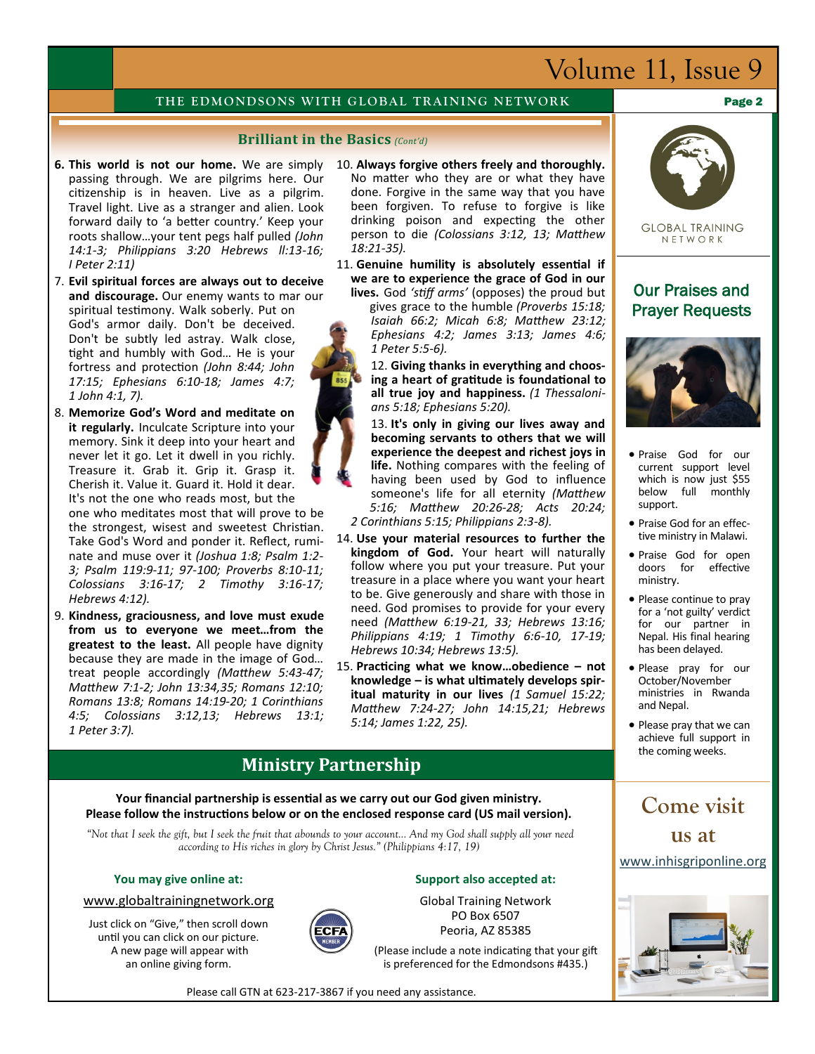## Brilliant in the Basics *(Cont'd)*

6. **This world is not our home.** We are simply passing through. We are pilgrims here. Our citizenship is in heaven. Live as a pilgrim. Travel light. Live as a stranger and alien. Look forward daily to 'a better country.' Keep your roots shallow…your tent pegs half pulled *(John 14:1-3; Philippians 3:20 Hebrews ll:13-16; I Peter 2:11)*
7. **Evil spiritual forces are always out to deceive and discourage.** Our enemy wants to mar our spiritual testimony. Walk soberly. Put on God's armor daily. Don't be deceived. Don't be subtly led astray. Walk close, tight and humbly with God… He is your fortress and protection *(John 8:44; John 17:15; Ephesians 6:10-18; James 4:7; 1 John 4:1, 7).*
8. **Memorize God's Word and meditate on it regularly.** Inculcate Scripture into your memory. Sink it deep into your heart and never let it go. Let it dwell in you richly. Treasure it. Grab it. Grip it. Grasp it. Cherish it. Value it. Guard it. Hold it dear. It's not the one who reads most, but the one who meditates most that will prove to be the strongest, wisest and sweetest Christian. Take God's Word and ponder it. Reflect, ruminate and muse over it *(Joshua 1:8; Psalm 1:2-3; Psalm 119:9-11; 97-100; Proverbs 8:10-11; Colossians 3:16-17; 2 Timothy 3:16-17; Hebrews 4:12).*
9. **Kindness, graciousness, and love must exude from us to everyone we meet…from the greatest to the least.** All people have dignity because they are made in the image of God… treat people accordingly *(Matthew 5:43-47; Matthew 7:1-2; John 13:34,35; Romans 12:10; Romans 13:8; Romans 14:19-20; 1 Corinthians 4:5; Colossians 3:12,13; Hebrews 13:1; 1 Peter 3:7).*
10. **Always forgive others freely and thoroughly.** No matter who they are or what they have done. Forgive in the same way that you have been forgiven. To refuse to forgive is like drinking poison and expecting the other person to die *(Colossians 3:12, 13; Matthew 18:21-35).*
11. **Genuine humility is absolutely essential if we are to experience the grace of God in our lives.** God *'stiff arms'* (opposes) the proud but gives grace to the humble *(Proverbs 15:18; Isaiah 66:2; Micah 6:8; Matthew 23:12; Ephesians 4:2; James 3:13; James 4:6; 1 Peter 5:5-6).*
12. **Giving thanks in everything and choosing a heart of gratitude is foundational to all true joy and happiness.** *(1 Thessalonians 5:18; Ephesians 5:20).*
13. **It's only in giving our lives away and becoming servants to others that we will experience the deepest and richest joys in life.** Nothing compares with the feeling of having been used by God to influence someone's life for all eternity *(Matthew 5:16; Matthew 20:26-28; Acts 20:24; 2 Corinthians 5:15; Philippians 2:3-8).*
14. **Use your material resources to further the kingdom of God.** Your heart will naturally follow where you put your treasure. Put your treasure in a place where you want your heart to be. Give generously and share with those in need. God promises to provide for your every need *(Matthew 6:19-21, 33; Hebrews 13:16; Philippians 4:19; 1 Timothy 6:6-10, 17-19; Hebrews 10:34; Hebrews 13:5).*
15. **Practicing what we know…obedience – not knowledge – is what ultimately develops spiritual maturity in our lives** *(1 Samuel 15:22; Matthew 7:24-27; John 14:15,21; Hebrews 5:14; James 1:22, 25).*

GLOBAL TRAINING NETWORK

## Our Praises and Prayer Requests

- Praise God for our current support level which is now just $55 below full monthly support.
- Praise God for an effective ministry in Malawi.
- Praise God for open doors for effective ministry.
- Please continue to pray for a 'not guilty' verdict for our partner in Nepal. His final hearing has been delayed.
- Please pray for our October/November ministries in Rwanda and Nepal.
- Please pray that we can achieve full support in the coming weeks.

## Ministry Partnership

**Your financial partnership is essential as we carry out our God given ministry. Please follow the instructions below or on the enclosed response card (US mail version).**

*"Not that I seek the gift, but I seek the fruit that abounds to your account… And my God shall supply all your need according to His riches in glory by Christ Jesus." (Philippians 4:17, 19)*

**You may give online at:**

www.globaltrainingnetwork.org

Just click on "Give," then scroll down until you can click on our picture. A new page will appear with an online giving form.

**Support also accepted at:**

Global Training Network
PO Box 6507
Peoria, AZ 85385

(Please include a note indicating that your gift is preferenced for the Edmondsons #435.)

Please call GTN at 623-217-3867 if you need any assistance.

## Come visit us at

www.inhisgriponline.org